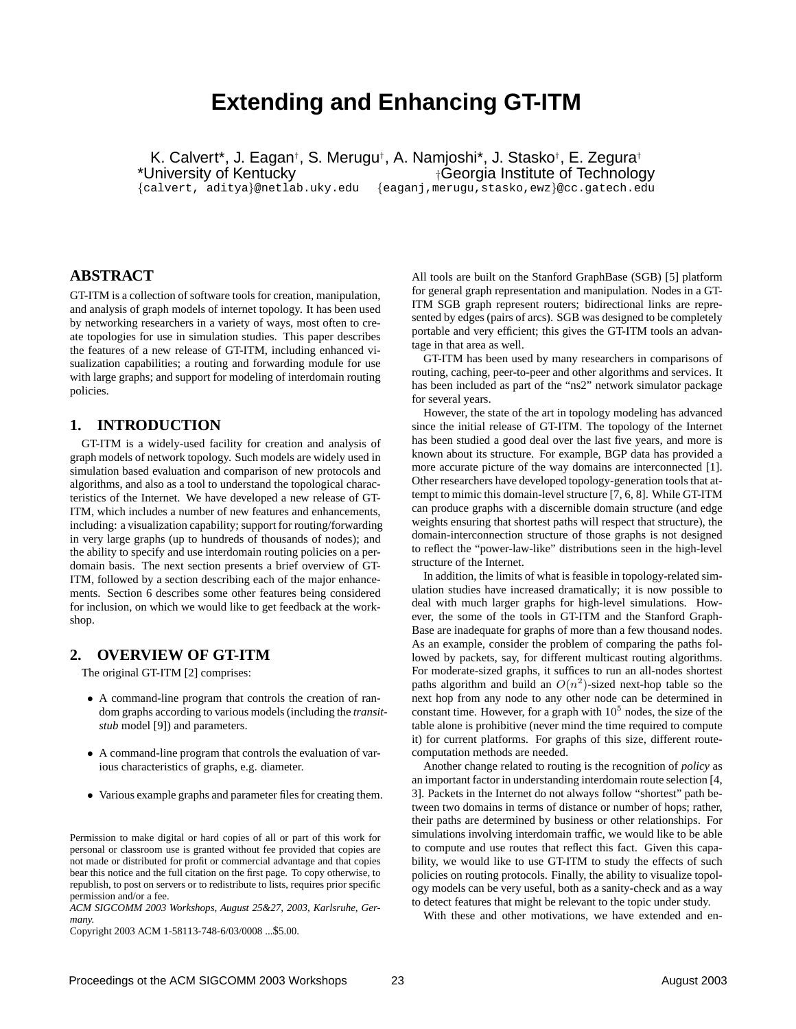# Extending and Enhancing GT-ITM

K. Calvert*, J. Eagan†, S. Merugu†, A. Namjoshi*, J. Stasko†, E. Zegura†

*University of Kentucky †Georgia Institute of Technology

{calvert, aditya}@netlab.uky.edu {eaganj,merugu,stasko,ewz}@cc.gatech.edu

## ABSTRACT

GT-ITM is a collection of software tools for creation, manipulation, and analysis of graph models of internet topology. It has been used by networking researchers in a variety of ways, most often to create topologies for use in simulation studies. This paper describes the features of a new release of GT-ITM, including enhanced visualization capabilities; a routing and forwarding module for use with large graphs; and support for modeling of interdomain routing policies.

## 1. INTRODUCTION

GT-ITM is a widely-used facility for creation and analysis of graph models of network topology. Such models are widely used in simulation based evaluation and comparison of new protocols and algorithms, and also as a tool to understand the topological characteristics of the Internet. We have developed a new release of GT-ITM, which includes a number of new features and enhancements, including: a visualization capability; support for routing/forwarding in very large graphs (up to hundreds of thousands of nodes); and the ability to specify and use interdomain routing policies on a per-domain basis. The next section presents a brief overview of GT-ITM, followed by a section describing each of the major enhancements. Section 6 describes some other features being considered for inclusion, on which we would like to get feedback at the workshop.

## 2. OVERVIEW OF GT-ITM

The original GT-ITM [2] comprises:

- A command-line program that controls the creation of random graphs according to various models (including the *transit-stub* model [9]) and parameters.
- A command-line program that controls the evaluation of various characteristics of graphs, e.g. diameter.
- Various example graphs and parameter files for creating them.

Permission to make digital or hard copies of all or part of this work for personal or classroom use is granted without fee provided that copies are not made or distributed for profit or commercial advantage and that copies bear this notice and the full citation on the first page. To copy otherwise, to republish, to post on servers or to redistribute to lists, requires prior specific permission and/or a fee.
*ACM SIGCOMM 2003 Workshops, August 25&27, 2003, Karlsruhe, Germany.*
Copyright 2003 ACM 1-58113-748-6/03/0008 ...$5.00.

All tools are built on the Stanford GraphBase (SGB) [5] platform for general graph representation and manipulation. Nodes in a GT-ITM SGB graph represent routers; bidirectional links are represented by edges (pairs of arcs). SGB was designed to be completely portable and very efficient; this gives the GT-ITM tools an advantage in that area as well.

GT-ITM has been used by many researchers in comparisons of routing, caching, peer-to-peer and other algorithms and services. It has been included as part of the "ns2" network simulator package for several years.

However, the state of the art in topology modeling has advanced since the initial release of GT-ITM. The topology of the Internet has been studied a good deal over the last five years, and more is known about its structure. For example, BGP data has provided a more accurate picture of the way domains are interconnected [1]. Other researchers have developed topology-generation tools that attempt to mimic this domain-level structure [7, 6, 8]. While GT-ITM can produce graphs with a discernible domain structure (and edge weights ensuring that shortest paths will respect that structure), the domain-interconnection structure of those graphs is not designed to reflect the "power-law-like" distributions seen in the high-level structure of the Internet.

In addition, the limits of what is feasible in topology-related simulation studies have increased dramatically; it is now possible to deal with much larger graphs for high-level simulations. However, the some of the tools in GT-ITM and the Stanford GraphBase are inadequate for graphs of more than a few thousand nodes. As an example, consider the problem of comparing the paths followed by packets, say, for different multicast routing algorithms. For moderate-sized graphs, it suffices to run an all-nodes shortest paths algorithm and build an $O(n^2)$-sized next-hop table so the next hop from any node to any other node can be determined in constant time. However, for a graph with $10^5$ nodes, the size of the table alone is prohibitive (never mind the time required to compute it) for current platforms. For graphs of this size, different route-computation methods are needed.

Another change related to routing is the recognition of *policy* as an important factor in understanding interdomain route selection [4, 3]. Packets in the Internet do not always follow "shortest" path between two domains in terms of distance or number of hops; rather, their paths are determined by business or other relationships. For simulations involving interdomain traffic, we would like to be able to compute and use routes that reflect this fact. Given this capability, we would like to use GT-ITM to study the effects of such policies on routing protocols. Finally, the ability to visualize topology models can be very useful, both as a sanity-check and as a way to detect features that might be relevant to the topic under study.

With these and other motivations, we have extended and en-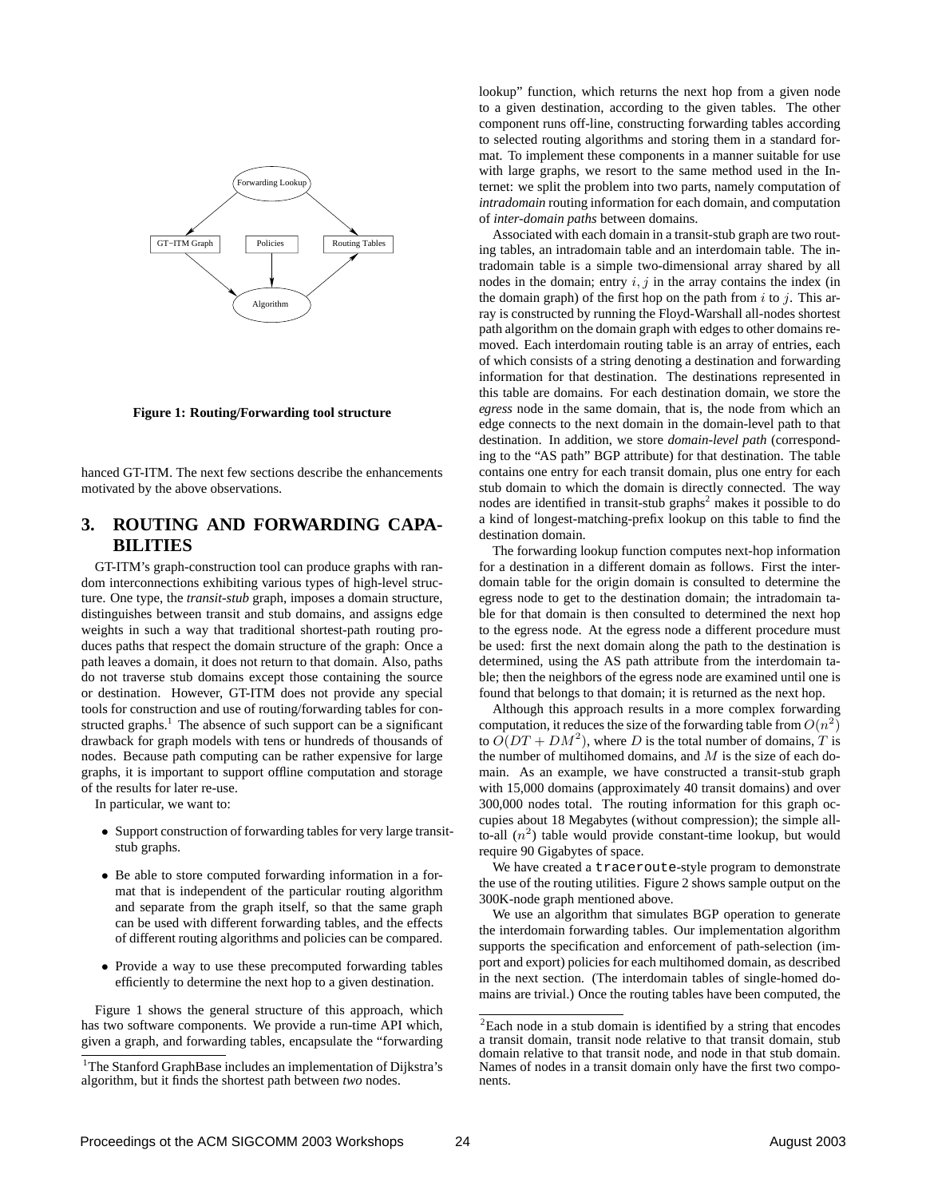Figure 1: Routing/Forwarding tool structure

hanced GT-ITM. The next few sections describe the enhancements motivated by the above observations.

## 3. ROUTING AND FORWARDING CAPABILITIES

GT-ITM's graph-construction tool can produce graphs with random interconnections exhibiting various types of high-level structure. One type, the *transit-stub* graph, imposes a domain structure, distinguishes between transit and stub domains, and assigns edge weights in such a way that traditional shortest-path routing produces paths that respect the domain structure of the graph: Once a path leaves a domain, it does not return to that domain. Also, paths do not traverse stub domains except those containing the source or destination. However, GT-ITM does not provide any special tools for construction and use of routing/forwarding tables for constructed graphs.[1] The absence of such support can be a significant drawback for graph models with tens or hundreds of thousands of nodes. Because path computing can be rather expensive for large graphs, it is important to support offline computation and storage of the results for later re-use.

In particular, we want to:

- Support construction of forwarding tables for very large transit-stub graphs.
- Be able to store computed forwarding information in a format that is independent of the particular routing algorithm and separate from the graph itself, so that the same graph can be used with different forwarding tables, and the effects of different routing algorithms and policies can be compared.
- Provide a way to use these precomputed forwarding tables efficiently to determine the next hop to a given destination.

Figure 1 shows the general structure of this approach, which has two software components. We provide a run-time API which, given a graph, and forwarding tables, encapsulate the "forwarding lookup" function, which returns the next hop from a given node to a given destination, according to the given tables. The other component runs off-line, constructing forwarding tables according to selected routing algorithms and storing them in a standard format. To implement these components in a manner suitable for use with large graphs, we resort to the same method used in the Internet: we split the problem into two parts, namely computation of *intradomain* routing information for each domain, and computation of *inter-domain paths* between domains.

Associated with each domain in a transit-stub graph are two routing tables, an intradomain table and an interdomain table. The intradomain table is a simple two-dimensional array shared by all nodes in the domain; entry $i, j$ in the array contains the index (in the domain graph) of the first hop on the path from $i$ to $j$. This array is constructed by running the Floyd-Warshall all-nodes shortest path algorithm on the domain graph with edges to other domains removed. Each interdomain routing table is an array of entries, each of which consists of a string denoting a destination and forwarding information for that destination. The destinations represented in this table are domains. For each destination domain, we store the *egress* node in the same domain, that is, the node from which an edge connects to the next domain in the domain-level path to that destination. In addition, we store *domain-level path* (corresponding to the "AS path" BGP attribute) for that destination. The table contains one entry for each transit domain, plus one entry for each stub domain to which the domain is directly connected. The way nodes are identified in transit-stub graphs[2] makes it possible to do a kind of longest-matching-prefix lookup on this table to find the destination domain.

The forwarding lookup function computes next-hop information for a destination in a different domain as follows. First the interdomain table for the origin domain is consulted to determine the egress node to get to the destination domain; the intradomain table for that domain is then consulted to determined the next hop to the egress node. At the egress node a different procedure must be used: first the next domain along the path to the destination is determined, using the AS path attribute from the interdomain table; then the neighbors of the egress node are examined until one is found that belongs to that domain; it is returned as the next hop.

Although this approach results in a more complex forwarding computation, it reduces the size of the forwarding table from $O(n^2)$ to $O(DT + DM^2)$, where $D$ is the total number of domains, $T$ is the number of multihomed domains, and $M$ is the size of each domain. As an example, we have constructed a transit-stub graph with 15,000 domains (approximately 40 transit domains) and over 300,000 nodes total. The routing information for this graph occupies about 18 Megabytes (without compression); the simple all-to-all ($n^2$) table would provide constant-time lookup, but would require 90 Gigabytes of space.

We have created a `traceroute`-style program to demonstrate the use of the routing utilities. Figure 2 shows sample output on the 300K-node graph mentioned above.

We use an algorithm that simulates BGP operation to generate the interdomain forwarding tables. Our implementation algorithm supports the specification and enforcement of path-selection (import and export) policies for each multihomed domain, as described in the next section. (The interdomain tables of single-homed domains are trivial.) Once the routing tables have been computed, the

[1] The Stanford GraphBase includes an implementation of Dijkstra's algorithm, but it finds the shortest path between *two* nodes.

[2] Each node in a stub domain is identified by a string that encodes a transit domain, transit node relative to that transit domain, stub domain relative to that transit node, and node in that stub domain. Names of nodes in a transit domain only have the first two components.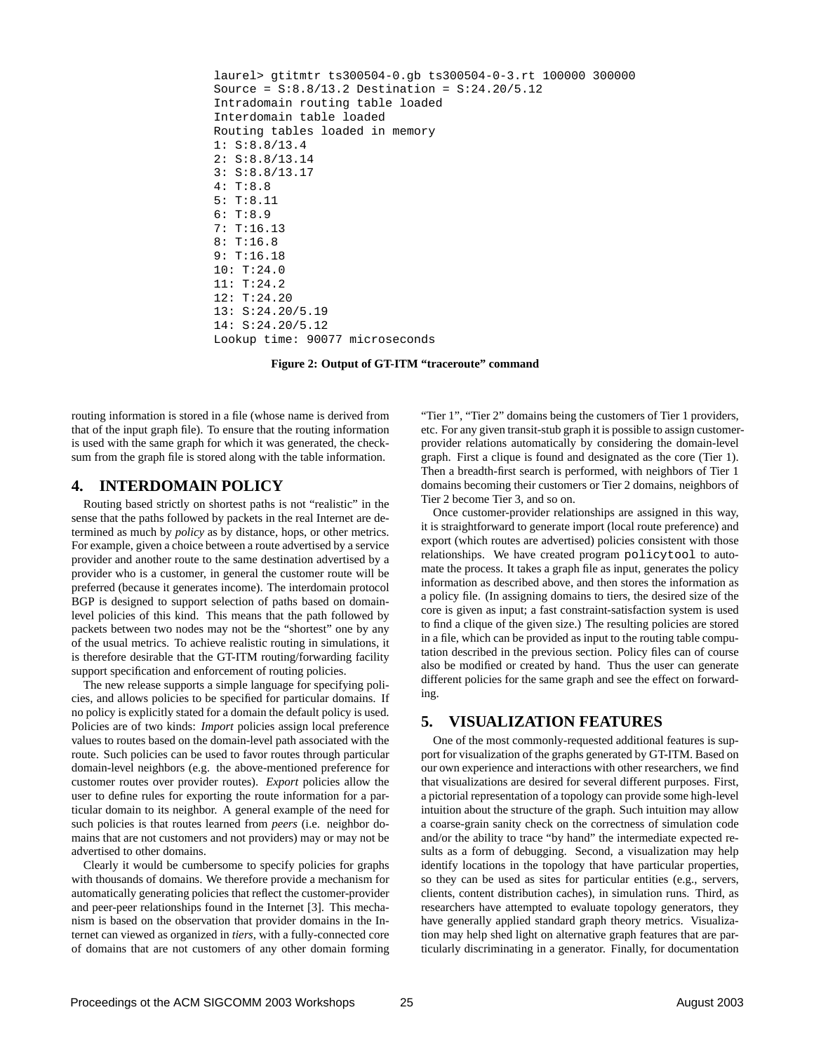```
laurel> gtitmtr ts300504-0.gb ts300504-0-3.rt 100000 300000
Source = S:8.8/13.2 Destination = S:24.20/5.12
Intradomain routing table loaded
Interdomain table loaded
Routing tables loaded in memory
1: S:8.8/13.4
2: S:8.8/13.14
3: S:8.8/13.17
4: T:8.8
5: T:8.11
6: T:8.9
7: T:16.13
8: T:16.8
9: T:16.18
10: T:24.0
11: T:24.2
12: T:24.20
13: S:24.20/5.19
14: S:24.20/5.12
Lookup time: 90077 microseconds
```

**Figure 2: Output of GT-ITM "traceroute" command**

routing information is stored in a file (whose name is derived from that of the input graph file). To ensure that the routing information is used with the same graph for which it was generated, the checksum from the graph file is stored along with the table information.

## 4. INTERDOMAIN POLICY

Routing based strictly on shortest paths is not "realistic" in the sense that the paths followed by packets in the real Internet are determined as much by *policy* as by distance, hops, or other metrics. For example, given a choice between a route advertised by a service provider and another route to the same destination advertised by a provider who is a customer, in general the customer route will be preferred (because it generates income). The interdomain protocol BGP is designed to support selection of paths based on domain-level policies of this kind. This means that the path followed by packets between two nodes may not be the "shortest" one by any of the usual metrics. To achieve realistic routing in simulations, it is therefore desirable that the GT-ITM routing/forwarding facility support specification and enforcement of routing policies.

The new release supports a simple language for specifying policies, and allows policies to be specified for particular domains. If no policy is explicitly stated for a domain the default policy is used. Policies are of two kinds: *Import* policies assign local preference values to routes based on the domain-level path associated with the route. Such policies can be used to favor routes through particular domain-level neighbors (e.g. the above-mentioned preference for customer routes over provider routes). *Export* policies allow the user to define rules for exporting the route information for a particular domain to its neighbor. A general example of the need for such policies is that routes learned from *peers* (i.e. neighbor domains that are not customers and not providers) may or may not be advertised to other domains.

Clearly it would be cumbersome to specify policies for graphs with thousands of domains. We therefore provide a mechanism for automatically generating policies that reflect the customer-provider and peer-peer relationships found in the Internet [3]. This mechanism is based on the observation that provider domains in the Internet can viewed as organized in *tiers*, with a fully-connected core of domains that are not customers of any other domain forming "Tier 1", "Tier 2" domains being the customers of Tier 1 providers, etc. For any given transit-stub graph it is possible to assign customer-provider relations automatically by considering the domain-level graph. First a clique is found and designated as the core (Tier 1). Then a breadth-first search is performed, with neighbors of Tier 1 domains becoming their customers or Tier 2 domains, neighbors of Tier 2 become Tier 3, and so on.

Once customer-provider relationships are assigned in this way, it is straightforward to generate import (local route preference) and export (which routes are advertised) policies consistent with those relationships. We have created program `policytool` to automate the process. It takes a graph file as input, generates the policy information as described above, and then stores the information as a policy file. (In assigning domains to tiers, the desired size of the core is given as input; a fast constraint-satisfaction system is used to find a clique of the given size.) The resulting policies are stored in a file, which can be provided as input to the routing table computation described in the previous section. Policy files can of course also be modified or created by hand. Thus the user can generate different policies for the same graph and see the effect on forwarding.

## 5. VISUALIZATION FEATURES

One of the most commonly-requested additional features is support for visualization of the graphs generated by GT-ITM. Based on our own experience and interactions with other researchers, we find that visualizations are desired for several different purposes. First, a pictorial representation of a topology can provide some high-level intuition about the structure of the graph. Such intuition may allow a coarse-grain sanity check on the correctness of simulation code and/or the ability to trace "by hand" the intermediate expected results as a form of debugging. Second, a visualization may help identify locations in the topology that have particular properties, so they can be used as sites for particular entities (e.g., servers, clients, content distribution caches), in simulation runs. Third, as researchers have attempted to evaluate topology generators, they have generally applied standard graph theory metrics. Visualization may help shed light on alternative graph features that are particularly discriminating in a generator. Finally, for documentation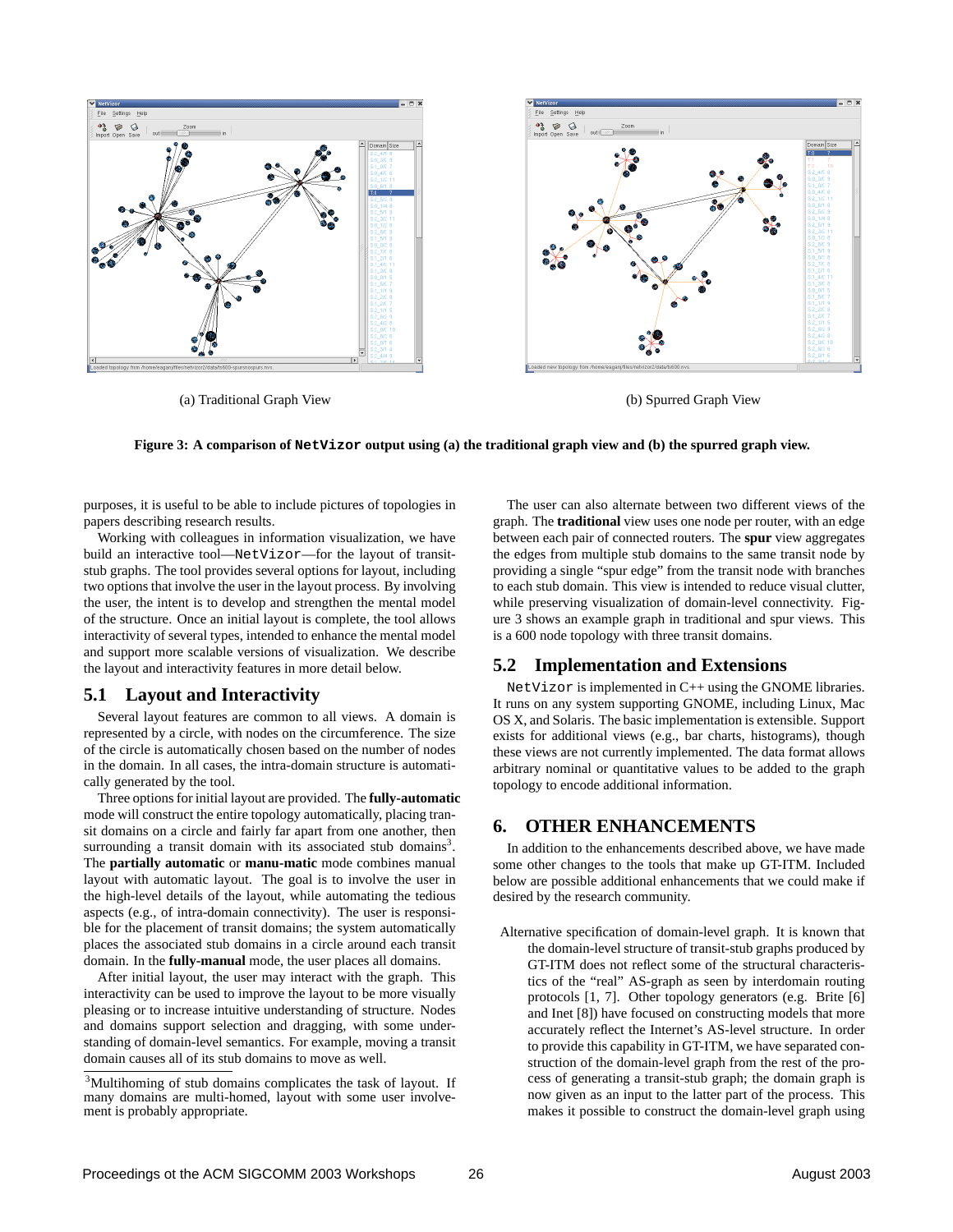(a) Traditional Graph View

(b) Spurred Graph View

**Figure 3: A comparison of NetVizor output using (a) the traditional graph view and (b) the spurred graph view.**

purposes, it is useful to be able to include pictures of topologies in papers describing research results.

Working with colleagues in information visualization, we have build an interactive tool—NetVizor—for the layout of transit-stub graphs. The tool provides several options for layout, including two options that involve the user in the layout process. By involving the user, the intent is to develop and strengthen the mental model of the structure. Once an initial layout is complete, the tool allows interactivity of several types, intended to enhance the mental model and support more scalable versions of visualization. We describe the layout and interactivity features in more detail below.

## 5.1 Layout and Interactivity

Several layout features are common to all views. A domain is represented by a circle, with nodes on the circumference. The size of the circle is automatically chosen based on the number of nodes in the domain. In all cases, the intra-domain structure is automatically generated by the tool.

Three options for initial layout are provided. The **fully-automatic** mode will construct the entire topology automatically, placing transit domains on a circle and fairly far apart from one another, then surrounding a transit domain with its associated stub domains[3]. The **partially automatic** or **manu-matic** mode combines manual layout with automatic layout. The goal is to involve the user in the high-level details of the layout, while automating the tedious aspects (e.g., of intra-domain connectivity). The user is responsible for the placement of transit domains; the system automatically places the associated stub domains in a circle around each transit domain. In the **fully-manual** mode, the user places all domains.

After initial layout, the user may interact with the graph. This interactivity can be used to improve the layout to be more visually pleasing or to increase intuitive understanding of structure. Nodes and domains support selection and dragging, with some understanding of domain-level semantics. For example, moving a transit domain causes all of its stub domains to move as well.

[3] Multihoming of stub domains complicates the task of layout. If many domains are multi-homed, layout with some user involvement is probably appropriate.

The user can also alternate between two different views of the graph. The **traditional** view uses one node per router, with an edge between each pair of connected routers. The **spur** view aggregates the edges from multiple stub domains to the same transit node by providing a single "spur edge" from the transit node with branches to each stub domain. This view is intended to reduce visual clutter, while preserving visualization of domain-level connectivity. Figure 3 shows an example graph in traditional and spur views. This is a 600 node topology with three transit domains.

## 5.2 Implementation and Extensions

NetVizor is implemented in C++ using the GNOME libraries. It runs on any system supporting GNOME, including Linux, Mac OS X, and Solaris. The basic implementation is extensible. Support exists for additional views (e.g., bar charts, histograms), though these views are not currently implemented. The data format allows arbitrary nominal or quantitative values to be added to the graph topology to encode additional information.

# 6. OTHER ENHANCEMENTS

In addition to the enhancements described above, we have made some other changes to the tools that make up GT-ITM. Included below are possible additional enhancements that we could make if desired by the research community.

Alternative specification of domain-level graph. It is known that the domain-level structure of transit-stub graphs produced by GT-ITM does not reflect some of the structural characteristics of the "real" AS-graph as seen by interdomain routing protocols [1, 7]. Other topology generators (e.g. Brite [6] and Inet [8]) have focused on constructing models that more accurately reflect the Internet's AS-level structure. In order to provide this capability in GT-ITM, we have separated construction of the domain-level graph from the rest of the process of generating a transit-stub graph; the domain graph is now given as an input to the latter part of the process. This makes it possible to construct the domain-level graph using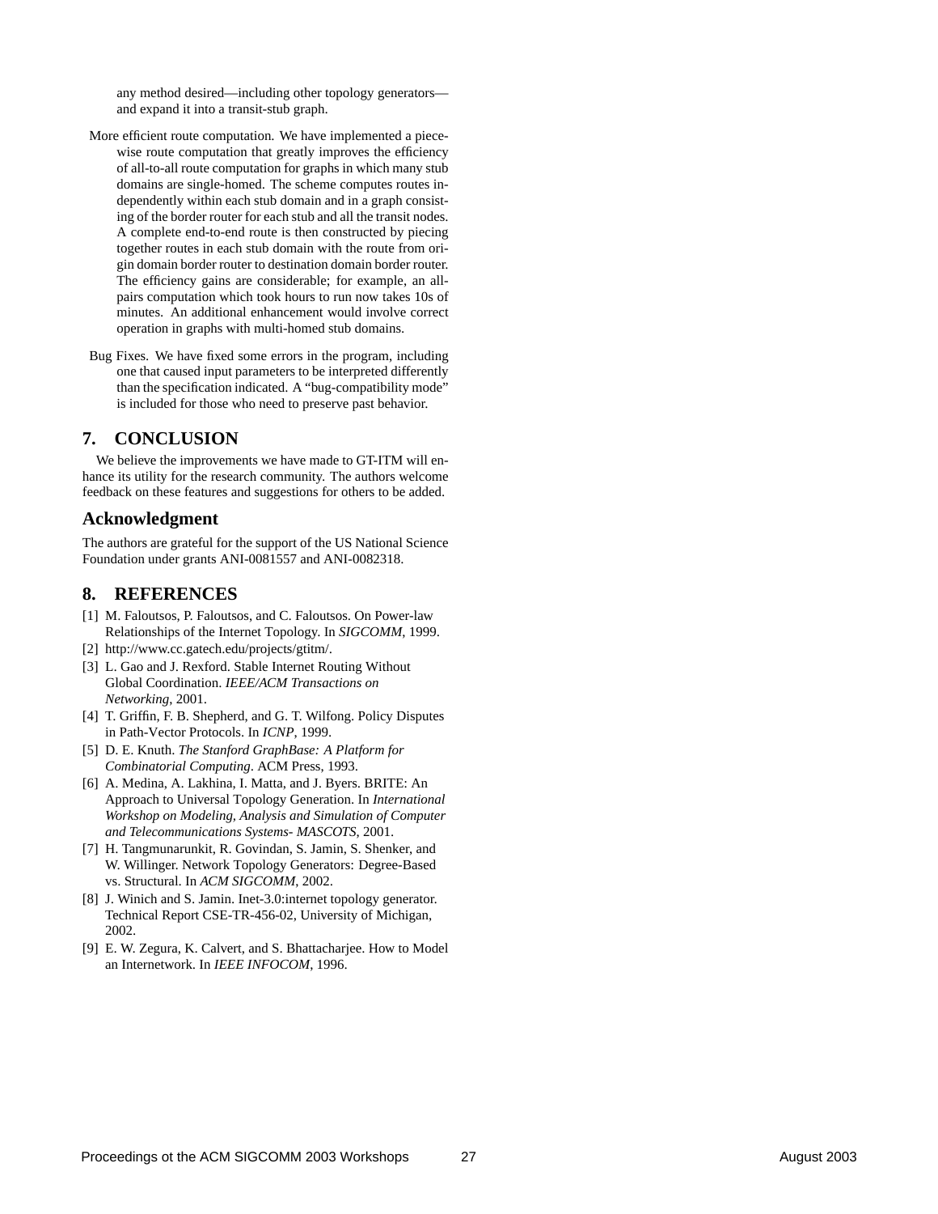any method desired—including other topology generators—and expand it into a transit-stub graph.

More efficient route computation. We have implemented a piecewise route computation that greatly improves the efficiency of all-to-all route computation for graphs in which many stub domains are single-homed. The scheme computes routes independently within each stub domain and in a graph consisting of the border router for each stub and all the transit nodes. A complete end-to-end route is then constructed by piecing together routes in each stub domain with the route from origin domain border router to destination domain border router. The efficiency gains are considerable; for example, an all-pairs computation which took hours to run now takes 10s of minutes. An additional enhancement would involve correct operation in graphs with multi-homed stub domains.

Bug Fixes. We have fixed some errors in the program, including one that caused input parameters to be interpreted differently than the specification indicated. A "bug-compatibility mode" is included for those who need to preserve past behavior.

## 7. CONCLUSION

We believe the improvements we have made to GT-ITM will enhance its utility for the research community. The authors welcome feedback on these features and suggestions for others to be added.

## Acknowledgment

The authors are grateful for the support of the US National Science Foundation under grants ANI-0081557 and ANI-0082318.

## 8. REFERENCES

[1] M. Faloutsos, P. Faloutsos, and C. Faloutsos. On Power-law Relationships of the Internet Topology. In *SIGCOMM*, 1999.

[2] http://www.cc.gatech.edu/projects/gtitm/.

[3] L. Gao and J. Rexford. Stable Internet Routing Without Global Coordination. *IEEE/ACM Transactions on Networking*, 2001.

[4] T. Griffin, F. B. Shepherd, and G. T. Wilfong. Policy Disputes in Path-Vector Protocols. In *ICNP*, 1999.

[5] D. E. Knuth. *The Stanford GraphBase: A Platform for Combinatorial Computing*. ACM Press, 1993.

[6] A. Medina, A. Lakhina, I. Matta, and J. Byers. BRITE: An Approach to Universal Topology Generation. In *International Workshop on Modeling, Analysis and Simulation of Computer and Telecommunications Systems- MASCOTS*, 2001.

[7] H. Tangmunarunkit, R. Govindan, S. Jamin, S. Shenker, and W. Willinger. Network Topology Generators: Degree-Based vs. Structural. In *ACM SIGCOMM*, 2002.

[8] J. Winich and S. Jamin. Inet-3.0:internet topology generator. Technical Report CSE-TR-456-02, University of Michigan, 2002.

[9] E. W. Zegura, K. Calvert, and S. Bhattacharjee. How to Model an Internetwork. In *IEEE INFOCOM*, 1996.